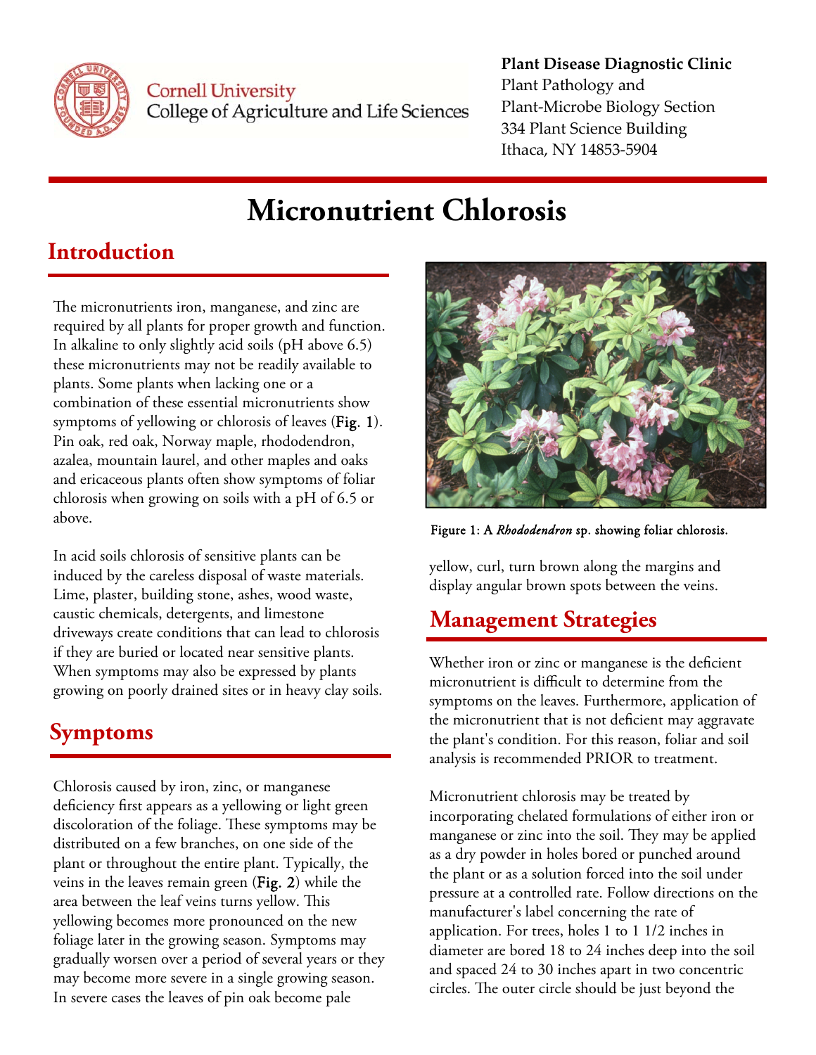Cornell University
College of Agriculture and Life Sciences

**Plant Disease Diagnostic Clinic**
Plant Pathology and
Plant-Microbe Biology Section
334 Plant Science Building
Ithaca, NY 14853-5904

# Micronutrient Chlorosis

## Introduction

The micronutrients iron, manganese, and zinc are required by all plants for proper growth and function. In alkaline to only slightly acid soils (pH above 6.5) these micronutrients may not be readily available to plants. Some plants when lacking one or a combination of these essential micronutrients show symptoms of yellowing or chlorosis of leaves (**Fig. 1**). Pin oak, red oak, Norway maple, rhododendron, azalea, mountain laurel, and other maples and oaks and ericaceous plants often show symptoms of foliar chlorosis when growing on soils with a pH of 6.5 or above.

In acid soils chlorosis of sensitive plants can be induced by the careless disposal of waste materials. Lime, plaster, building stone, ashes, wood waste, caustic chemicals, detergents, and limestone driveways create conditions that can lead to chlorosis if they are buried or located near sensitive plants. When symptoms may also be expressed by plants growing on poorly drained sites or in heavy clay soils.

Figure 1: A *Rhododendron* sp. showing foliar chlorosis.

## Symptoms

Chlorosis caused by iron, zinc, or manganese deficiency first appears as a yellowing or light green discoloration of the foliage. These symptoms may be distributed on a few branches, on one side of the plant or throughout the entire plant. Typically, the veins in the leaves remain green (**Fig. 2**) while the area between the leaf veins turns yellow. This yellowing becomes more pronounced on the new foliage later in the growing season. Symptoms may gradually worsen over a period of several years or they may become more severe in a single growing season. In severe cases the leaves of pin oak become pale yellow, curl, turn brown along the margins and display angular brown spots between the veins.

## Management Strategies

Whether iron or zinc or manganese is the deficient micronutrient is difficult to determine from the symptoms on the leaves. Furthermore, application of the micronutrient that is not deficient may aggravate the plant's condition. For this reason, foliar and soil analysis is recommended PRIOR to treatment.

Micronutrient chlorosis may be treated by incorporating chelated formulations of either iron or manganese or zinc into the soil. They may be applied as a dry powder in holes bored or punched around the plant or as a solution forced into the soil under pressure at a controlled rate. Follow directions on the manufacturer's label concerning the rate of application. For trees, holes 1 to 1 1/2 inches in diameter are bored 18 to 24 inches deep into the soil and spaced 24 to 30 inches apart in two concentric circles. The outer circle should be just beyond the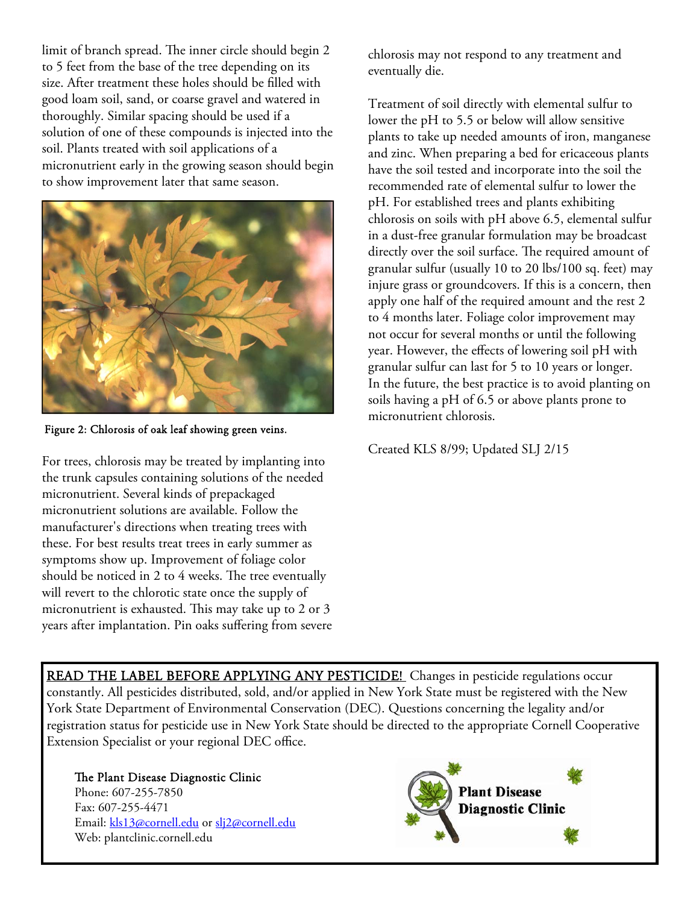limit of branch spread. The inner circle should begin 2 to 5 feet from the base of the tree depending on its size. After treatment these holes should be filled with good loam soil, sand, or coarse gravel and watered in thoroughly. Similar spacing should be used if a solution of one of these compounds is injected into the soil. Plants treated with soil applications of a micronutrient early in the growing season should begin to show improvement later that same season.

Figure 2: Chlorosis of oak leaf showing green veins.

For trees, chlorosis may be treated by implanting into the trunk capsules containing solutions of the needed micronutrient. Several kinds of prepackaged micronutrient solutions are available. Follow the manufacturer's directions when treating trees with these. For best results treat trees in early summer as symptoms show up. Improvement of foliage color should be noticed in 2 to 4 weeks. The tree eventually will revert to the chlorotic state once the supply of micronutrient is exhausted. This may take up to 2 or 3 years after implantation. Pin oaks suffering from severe chlorosis may not respond to any treatment and eventually die.

Treatment of soil directly with elemental sulfur to lower the pH to 5.5 or below will allow sensitive plants to take up needed amounts of iron, manganese and zinc. When preparing a bed for ericaceous plants have the soil tested and incorporate into the soil the recommended rate of elemental sulfur to lower the pH. For established trees and plants exhibiting chlorosis on soils with pH above 6.5, elemental sulfur in a dust-free granular formulation may be broadcast directly over the soil surface. The required amount of granular sulfur (usually 10 to 20 lbs/100 sq. feet) may injure grass or groundcovers. If this is a concern, then apply one half of the required amount and the rest 2 to 4 months later. Foliage color improvement may not occur for several months or until the following year. However, the effects of lowering soil pH with granular sulfur can last for 5 to 10 years or longer. In the future, the best practice is to avoid planting on soils having a pH of 6.5 or above plants prone to micronutrient chlorosis.

Created KLS 8/99; Updated SLJ 2/15

**READ THE LABEL BEFORE APPLYING ANY PESTICIDE!** Changes in pesticide regulations occur constantly. All pesticides distributed, sold, and/or applied in New York State must be registered with the New York State Department of Environmental Conservation (DEC). Questions concerning the legality and/or registration status for pesticide use in New York State should be directed to the appropriate Cornell Cooperative Extension Specialist or your regional DEC office.

The Plant Disease Diagnostic Clinic
Phone: 607-255-7850
Fax: 607-255-4471
Email: kls13@cornell.edu or slj2@cornell.edu
Web: plantclinic.cornell.edu

Plant Disease Diagnostic Clinic